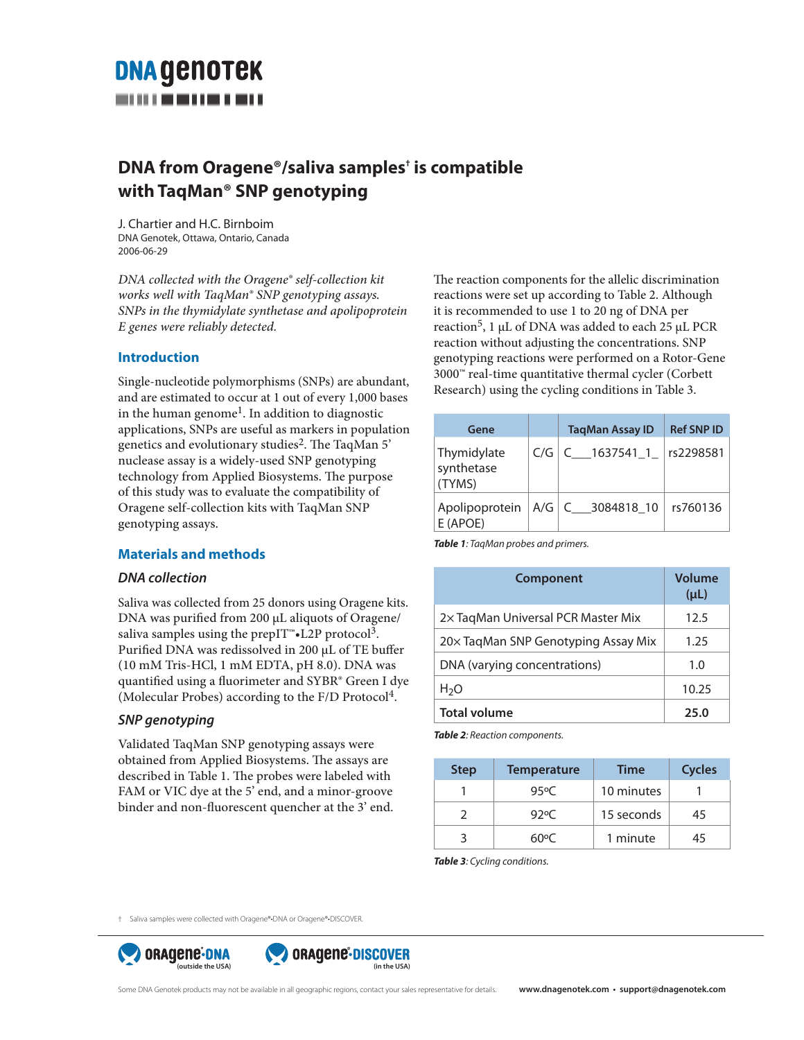DNA genotek

# DNA from Oragene®/saliva samples† is compatible with TaqMan® SNP genotyping

J. Chartier and H.C. Birnboim
DNA Genotek, Ottawa, Ontario, Canada
2006-06-29

*DNA collected with the Oragene® self-collection kit works well with TaqMan® SNP genotyping assays. SNPs in the thymidylate synthetase and apolipoprotein E genes were reliably detected.*

## Introduction

Single-nucleotide polymorphisms (SNPs) are abundant, and are estimated to occur at 1 out of every 1,000 bases in the human genome[1]. In addition to diagnostic applications, SNPs are useful as markers in population genetics and evolutionary studies[2]. The TaqMan 5' nuclease assay is a widely-used SNP genotyping technology from Applied Biosystems. The purpose of this study was to evaluate the compatibility of Oragene self-collection kits with TaqMan SNP genotyping assays.

## Materials and methods

### DNA collection

Saliva was collected from 25 donors using Oragene kits. DNA was purified from 200 µL aliquots of Oragene/saliva samples using the prepIT™•L2P protocol[3]. Purified DNA was redissolved in 200 µL of TE buffer (10 mM Tris-HCl, 1 mM EDTA, pH 8.0). DNA was quantified using a fluorimeter and SYBR® Green I dye (Molecular Probes) according to the F/D Protocol[4].

### SNP genotyping

Validated TaqMan SNP genotyping assays were obtained from Applied Biosystems. The assays are described in Table 1. The probes were labeled with FAM or VIC dye at the 5' end, and a minor-groove binder and non-fluorescent quencher at the 3' end.

The reaction components for the allelic discrimination reactions were set up according to Table 2. Although it is recommended to use 1 to 20 ng of DNA per reaction[5], 1 µL of DNA was added to each 25 µL PCR reaction without adjusting the concentrations. SNP genotyping reactions were performed on a Rotor-Gene 3000™ real-time quantitative thermal cycler (Corbett Research) using the cycling conditions in Table 3.

| Gene | | TaqMan Assay ID | Ref SNP ID |
|---|---|---|---|
| Thymidylate synthetase (TYMS) | C/G | C\_\_\_1637541\_1\_ | rs2298581 |
| Apolipoprotein E (APOE) | A/G | C\_\_\_3084818\_10 | rs760136 |

***Table 1**: TaqMan probes and primers.*

| Component | Volume (µL) |
|---|---|
| 2× TaqMan Universal PCR Master Mix | 12.5 |
| 20× TaqMan SNP Genotyping Assay Mix | 1.25 |
| DNA (varying concentrations) | 1.0 |
| $H_2O$ | 10.25 |
| **Total volume** | **25.0** |

***Table 2**: Reaction components.*

| Step | Temperature | Time | Cycles |
|---|---|---|---|
| 1 | 95ºC | 10 minutes | 1 |
| 2 | 92ºC | 15 seconds | 45 |
| 3 | 60ºC | 1 minute | 45 |

***Table 3**: Cycling conditions.*

† Saliva samples were collected with Oragene®•DNA or Oragene®•DISCOVER.

Oragene•DNA (outside the USA) Oragene•DISCOVER (in the USA)

Some DNA Genotek products may not be available in all geographic regions, contact your sales representative for details. www.dnagenotek.com • support@dnagenotek.com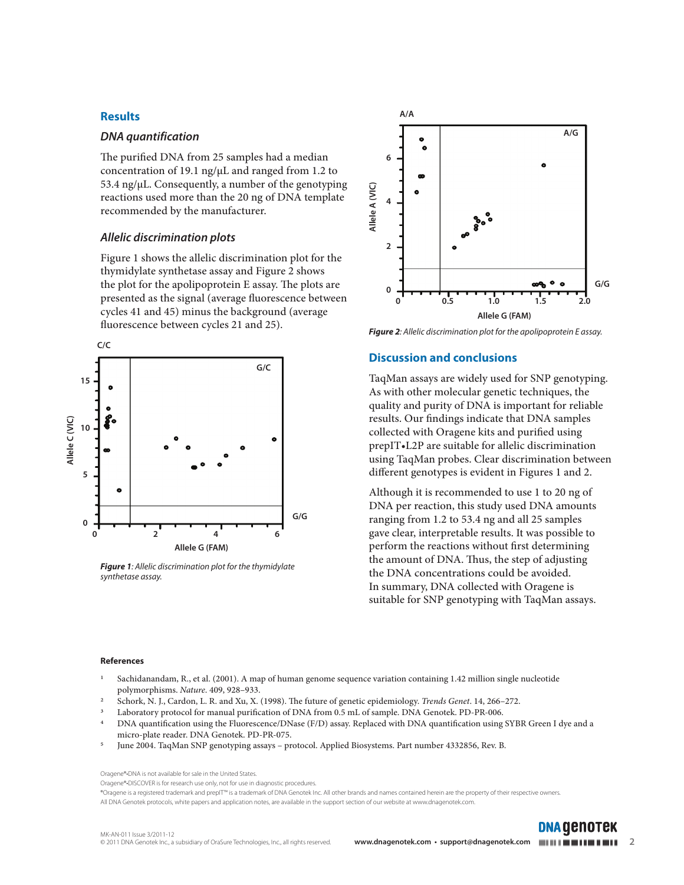## Results

### DNA quantification

The purified DNA from 25 samples had a median concentration of 19.1 ng/µL and ranged from 1.2 to 53.4 ng/µL. Consequently, a number of the genotyping reactions used more than the 20 ng of DNA template recommended by the manufacturer.

### Allelic discrimination plots

Figure 1 shows the allelic discrimination plot for the thymidylate synthetase assay and Figure 2 shows the plot for the apolipoprotein E assay. The plots are presented as the signal (average fluorescence between cycles 41 and 45) minus the background (average fluorescence between cycles 21 and 25).

C/C
G/C
G/G
Allele C (VIC)
Allele G (FAM)
0
5
10
15
0
2
4
6

***Figure 1**: Allelic discrimination plot for the thymidylate synthetase assay.*

A/A
A/G
G/G
Allele A (VIC)
Allele G (FAM)
0
2
4
6
0
0.5
1.0
1.5
2.0

***Figure 2**: Allelic discrimination plot for the apolipoprotein E assay.*

## Discussion and conclusions

TaqMan assays are widely used for SNP genotyping. As with other molecular genetic techniques, the quality and purity of DNA is important for reliable results. Our findings indicate that DNA samples collected with Oragene kits and purified using prepIT•L2P are suitable for allelic discrimination using TaqMan probes. Clear discrimination between different genotypes is evident in Figures 1 and 2.

Although it is recommended to use 1 to 20 ng of DNA per reaction, this study used DNA amounts ranging from 1.2 to 53.4 ng and all 25 samples gave clear, interpretable results. It was possible to perform the reactions without first determining the amount of DNA. Thus, the step of adjusting the DNA concentrations could be avoided. In summary, DNA collected with Oragene is suitable for SNP genotyping with TaqMan assays.

#### References

1. Sachidanandam, R., et al. (2001). A map of human genome sequence variation containing 1.42 million single nucleotide polymorphisms. *Nature*. 409, 928–933.
2. Schork, N. J., Cardon, L. R. and Xu, X. (1998). The future of genetic epidemiology. *Trends Genet*. 14, 266–272.
3. Laboratory protocol for manual purification of DNA from 0.5 mL of sample. DNA Genotek. PD-PR-006.
4. DNA quantification using the Fluorescence/DNase (F/D) assay. Replaced with DNA quantification using SYBR Green I dye and a micro-plate reader. DNA Genotek. PD-PR-075.
5. June 2004. TaqMan SNP genotyping assays – protocol. Applied Biosystems. Part number 4332856, Rev. B.

Oragene®•DNA is not available for sale in the United States.
Oragene®•DISCOVER is for research use only, not for use in diagnostic procedures.
®Oragene is a registered trademark and prepIT™ is a trademark of DNA Genotek Inc. All other brands and names contained herein are the property of their respective owners.
All DNA Genotek protocols, white papers and application notes, are available in the support section of our website at www.dnagenotek.com.

MK-AN-011 Issue 3/2011-12
© 2011 DNA Genotek Inc., a subsidiary of OraSure Technologies, Inc., all rights reserved.
www.dnagenotek.com • support@dnagenotek.com